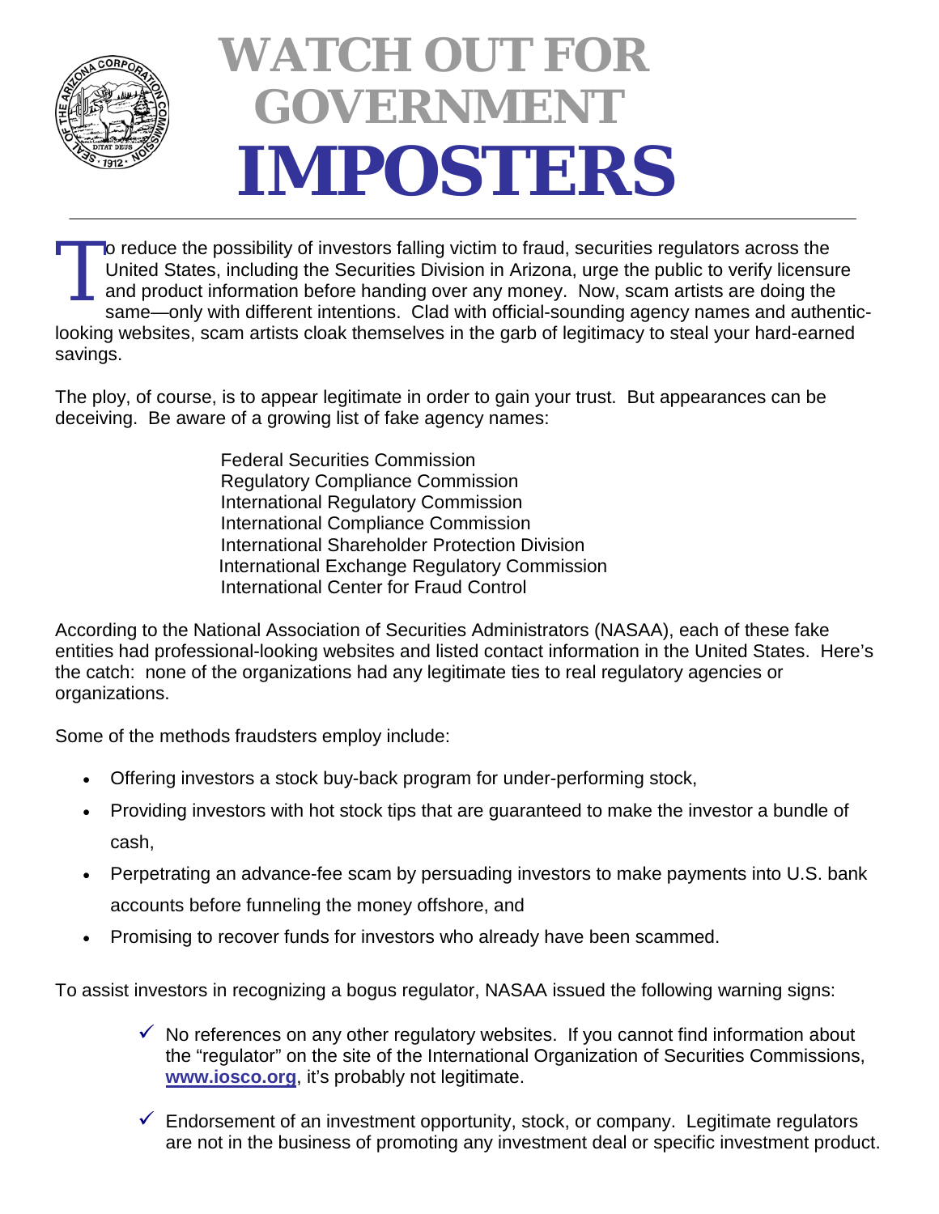# WATCH OUT FOR GOVERNMENT IMPOSTERS

To reduce the possibility of investors falling victim to fraud, securities regulators across the United States, including the Securities Division in Arizona, urge the public to verify licensure and product information before handing over any money. Now, scam artists are doing the same—only with different intentions. Clad with official-sounding agency names and authentic-looking websites, scam artists cloak themselves in the garb of legitimacy to steal your hard-earned savings.

The ploy, of course, is to appear legitimate in order to gain your trust. But appearances can be deceiving. Be aware of a growing list of fake agency names:

Federal Securities Commission
Regulatory Compliance Commission
International Regulatory Commission
International Compliance Commission
International Shareholder Protection Division
International Exchange Regulatory Commission
International Center for Fraud Control

According to the National Association of Securities Administrators (NASAA), each of these fake entities had professional-looking websites and listed contact information in the United States. Here's the catch: none of the organizations had any legitimate ties to real regulatory agencies or organizations.

Some of the methods fraudsters employ include:

- Offering investors a stock buy-back program for under-performing stock,
- Providing investors with hot stock tips that are guaranteed to make the investor a bundle of cash,
- Perpetrating an advance-fee scam by persuading investors to make payments into U.S. bank accounts before funneling the money offshore, and
- Promising to recover funds for investors who already have been scammed.

To assist investors in recognizing a bogus regulator, NASAA issued the following warning signs:

- ✓ No references on any other regulatory websites. If you cannot find information about the "regulator" on the site of the International Organization of Securities Commissions, **www.iosco.org**, it's probably not legitimate.
- ✓ Endorsement of an investment opportunity, stock, or company. Legitimate regulators are not in the business of promoting any investment deal or specific investment product.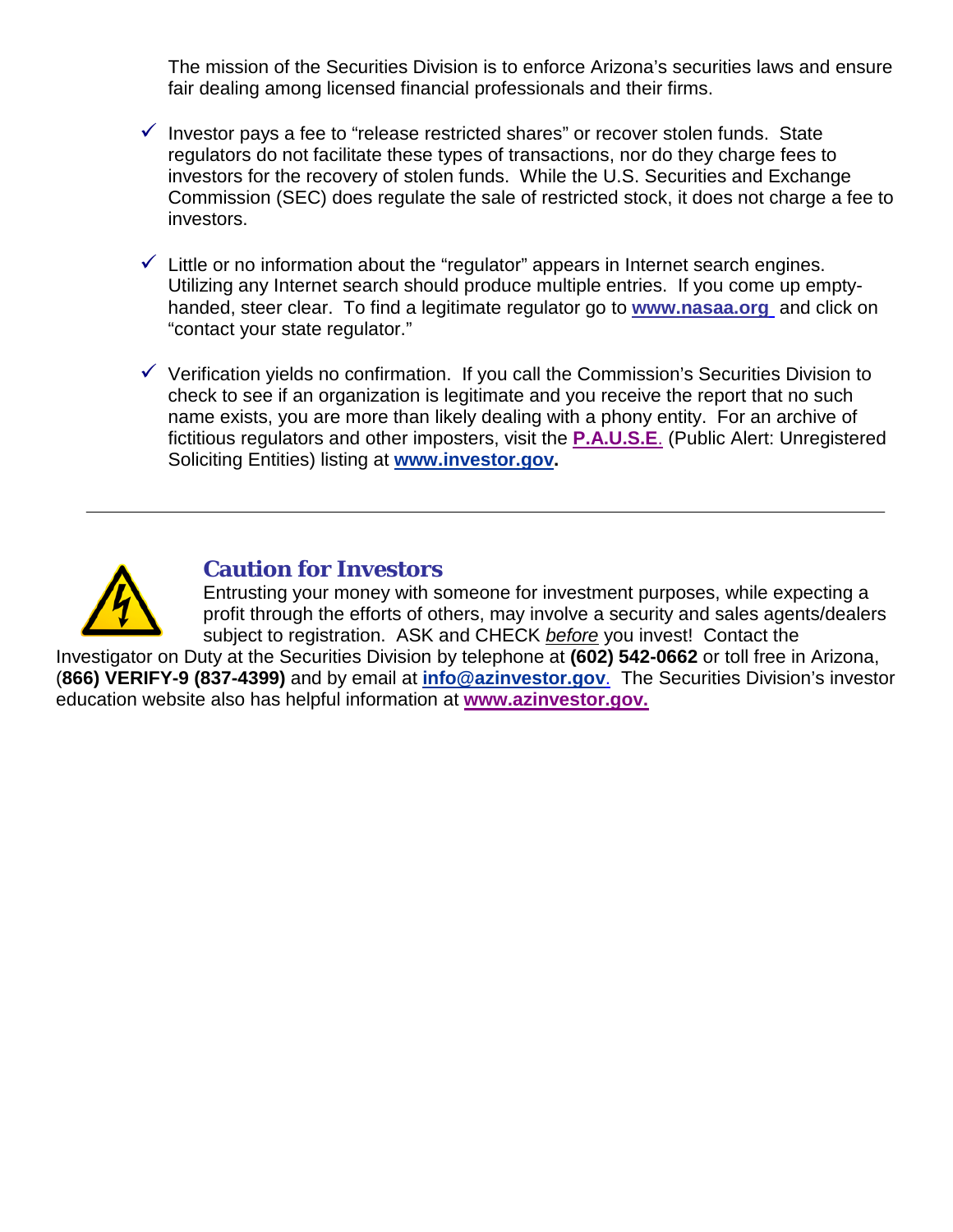The mission of the Securities Division is to enforce Arizona's securities laws and ensure fair dealing among licensed financial professionals and their firms.

- ✓ Investor pays a fee to "release restricted shares" or recover stolen funds. State regulators do not facilitate these types of transactions, nor do they charge fees to investors for the recovery of stolen funds. While the U.S. Securities and Exchange Commission (SEC) does regulate the sale of restricted stock, it does not charge a fee to investors.

- ✓ Little or no information about the "regulator" appears in Internet search engines. Utilizing any Internet search should produce multiple entries. If you come up empty-handed, steer clear. To find a legitimate regulator go to **www.nasaa.org** and click on "contact your state regulator."

- ✓ Verification yields no confirmation. If you call the Commission's Securities Division to check to see if an organization is legitimate and you receive the report that no such name exists, you are more than likely dealing with a phony entity. For an archive of fictitious regulators and other imposters, visit the **P.A.U.S.E**. (Public Alert: Unregistered Soliciting Entities) listing at **www.investor.gov**.

---

## Caution for Investors

Entrusting your money with someone for investment purposes, while expecting a profit through the efforts of others, may involve a security and sales agents/dealers subject to registration. ASK and CHECK *before* you invest! Contact the Investigator on Duty at the Securities Division by telephone at **(602) 542-0662** or toll free in Arizona, (**866) VERIFY-9 (837-4399)** and by email at **info@azinvestor.gov**. The Securities Division's investor education website also has helpful information at **www.azinvestor.gov.**